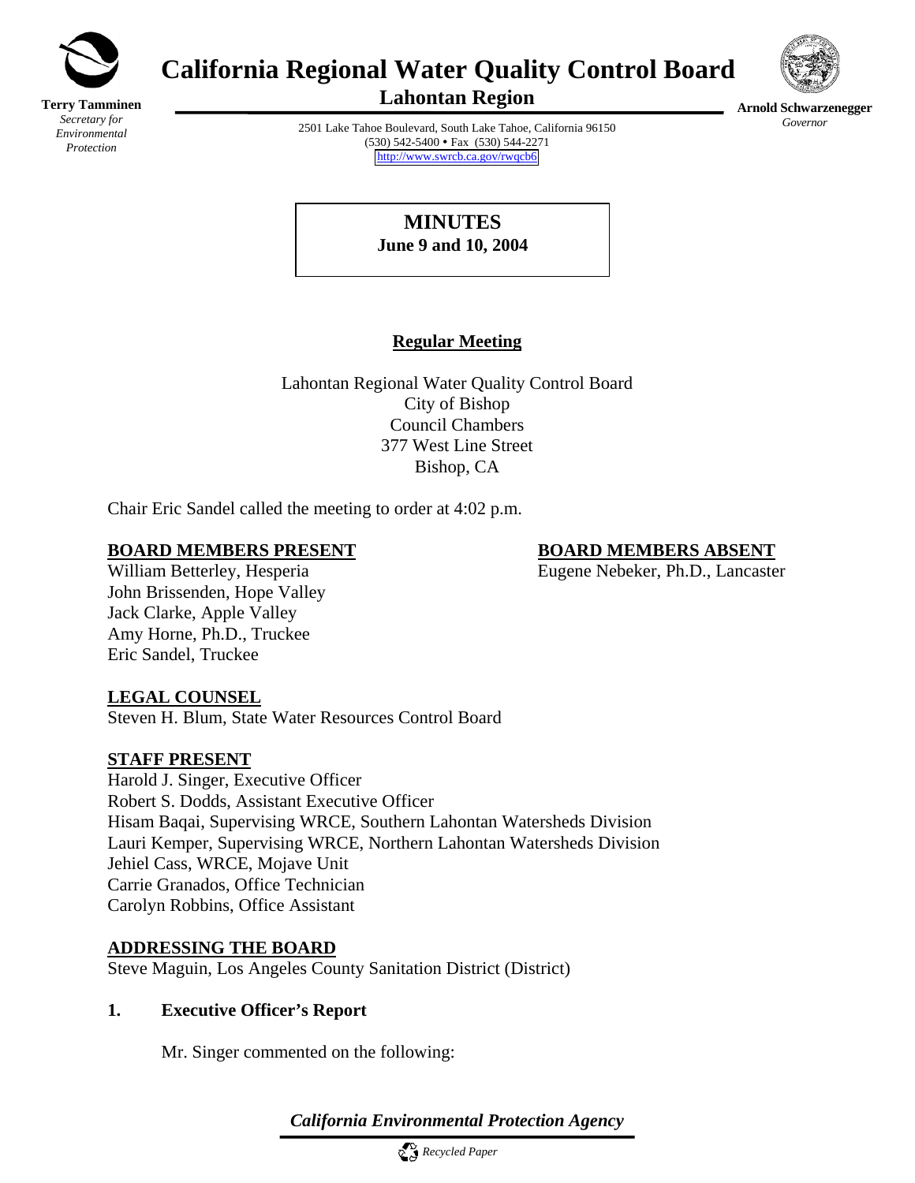**Terry Tamminen**
*Secretary for Environmental Protection*

# California Regional Water Quality Control Board
## Lahontan Region

**Arnold Schwarzenegger**
*Governor*

2501 Lake Tahoe Boulevard, South Lake Tahoe, California 96150
(530) 542-5400 • Fax (530) 544-2271
http://www.swrcb.ca.gov/rwqcb6

**MINUTES**
**June 9 and 10, 2004**

**Regular Meeting**

Lahontan Regional Water Quality Control Board
City of Bishop
Council Chambers
377 West Line Street
Bishop, CA

Chair Eric Sandel called the meeting to order at 4:02 p.m.

**BOARD MEMBERS PRESENT**
William Betterley, Hesperia
John Brissenden, Hope Valley
Jack Clarke, Apple Valley
Amy Horne, Ph.D., Truckee
Eric Sandel, Truckee

**BOARD MEMBERS ABSENT**
Eugene Nebeker, Ph.D., Lancaster

**LEGAL COUNSEL**
Steven H. Blum, State Water Resources Control Board

**STAFF PRESENT**
Harold J. Singer, Executive Officer
Robert S. Dodds, Assistant Executive Officer
Hisam Baqai, Supervising WRCE, Southern Lahontan Watersheds Division
Lauri Kemper, Supervising WRCE, Northern Lahontan Watersheds Division
Jehiel Cass, WRCE, Mojave Unit
Carrie Granados, Office Technician
Carolyn Robbins, Office Assistant

**ADDRESSING THE BOARD**
Steve Maguin, Los Angeles County Sanitation District (District)

**1. Executive Officer's Report**

Mr. Singer commented on the following:

*California Environmental Protection Agency*

*Recycled Paper*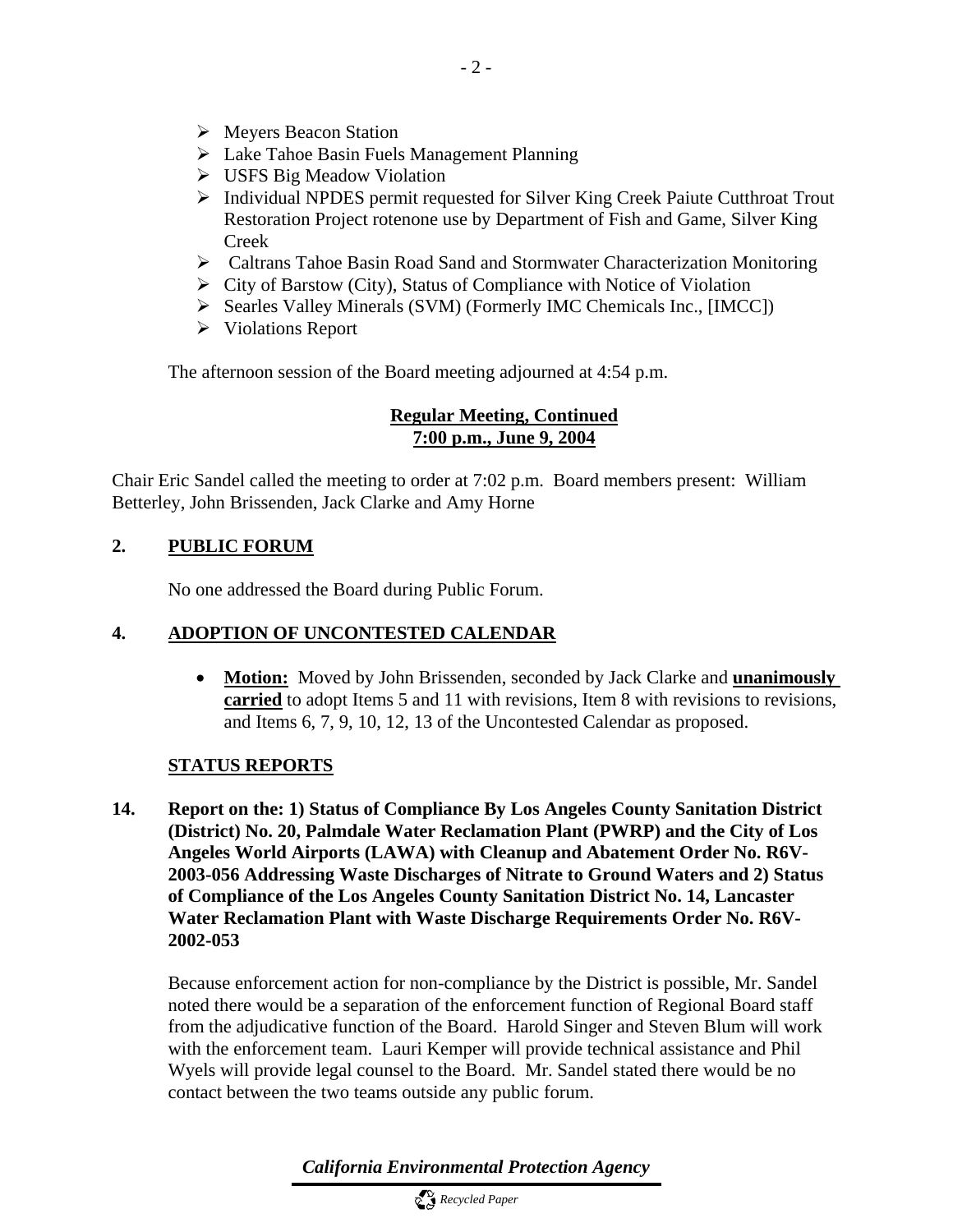- Meyers Beacon Station
- Lake Tahoe Basin Fuels Management Planning
- USFS Big Meadow Violation
- Individual NPDES permit requested for Silver King Creek Paiute Cutthroat Trout Restoration Project rotenone use by Department of Fish and Game, Silver King Creek
- Caltrans Tahoe Basin Road Sand and Stormwater Characterization Monitoring
- City of Barstow (City), Status of Compliance with Notice of Violation
- Searles Valley Minerals (SVM) (Formerly IMC Chemicals Inc., [IMCC])
- Violations Report

The afternoon session of the Board meeting adjourned at 4:54 p.m.

**Regular Meeting, Continued**
**7:00 p.m., June 9, 2004**

Chair Eric Sandel called the meeting to order at 7:02 p.m. Board members present: William Betterley, John Brissenden, Jack Clarke and Amy Horne

## 2. PUBLIC FORUM

No one addressed the Board during Public Forum.

## 4. ADOPTION OF UNCONTESTED CALENDAR

- **Motion:** Moved by John Brissenden, seconded by Jack Clarke and **unanimously carried** to adopt Items 5 and 11 with revisions, Item 8 with revisions to revisions, and Items 6, 7, 9, 10, 12, 13 of the Uncontested Calendar as proposed.

## STATUS REPORTS

**14. Report on the: 1) Status of Compliance By Los Angeles County Sanitation District (District) No. 20, Palmdale Water Reclamation Plant (PWRP) and the City of Los Angeles World Airports (LAWA) with Cleanup and Abatement Order No. R6V-2003-056 Addressing Waste Discharges of Nitrate to Ground Waters and 2) Status of Compliance of the Los Angeles County Sanitation District No. 14, Lancaster Water Reclamation Plant with Waste Discharge Requirements Order No. R6V-2002-053**

Because enforcement action for non-compliance by the District is possible, Mr. Sandel noted there would be a separation of the enforcement function of Regional Board staff from the adjudicative function of the Board. Harold Singer and Steven Blum will work with the enforcement team. Lauri Kemper will provide technical assistance and Phil Wyels will provide legal counsel to the Board. Mr. Sandel stated there would be no contact between the two teams outside any public forum.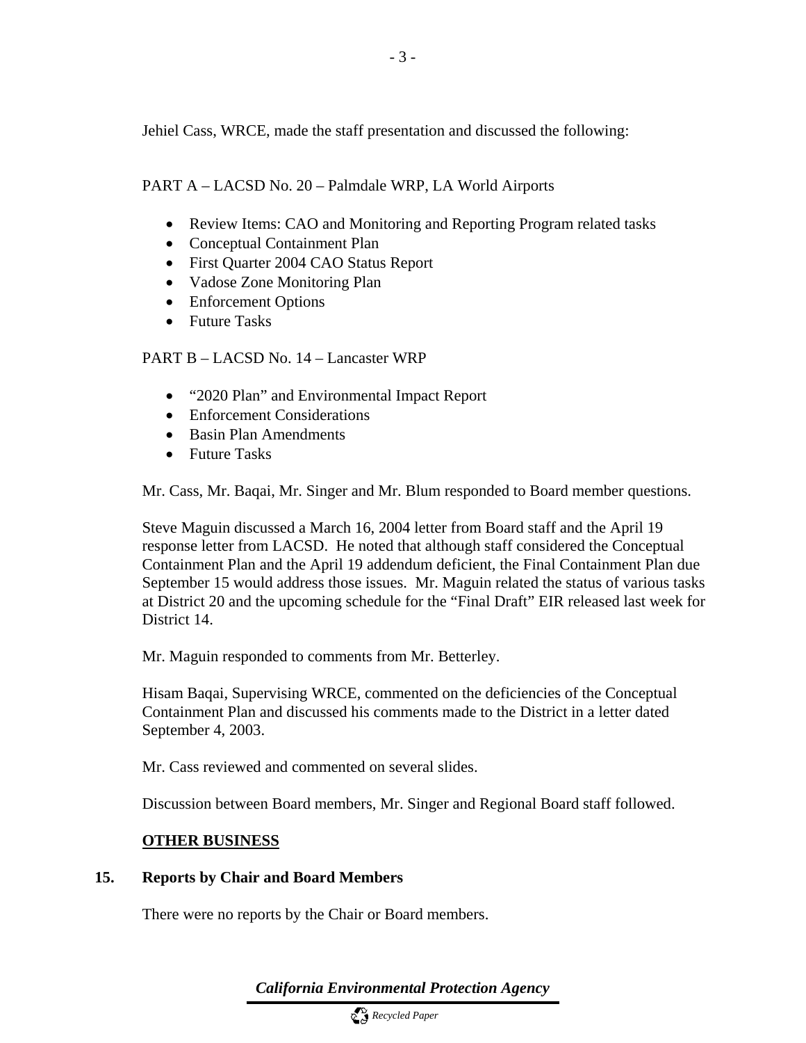Jehiel Cass, WRCE, made the staff presentation and discussed the following:

PART A – LACSD No. 20 – Palmdale WRP, LA World Airports

- Review Items: CAO and Monitoring and Reporting Program related tasks
- Conceptual Containment Plan
- First Quarter 2004 CAO Status Report
- Vadose Zone Monitoring Plan
- Enforcement Options
- Future Tasks

PART B – LACSD No. 14 – Lancaster WRP

- "2020 Plan" and Environmental Impact Report
- Enforcement Considerations
- Basin Plan Amendments
- Future Tasks

Mr. Cass, Mr. Baqai, Mr. Singer and Mr. Blum responded to Board member questions.

Steve Maguin discussed a March 16, 2004 letter from Board staff and the April 19 response letter from LACSD. He noted that although staff considered the Conceptual Containment Plan and the April 19 addendum deficient, the Final Containment Plan due September 15 would address those issues. Mr. Maguin related the status of various tasks at District 20 and the upcoming schedule for the "Final Draft" EIR released last week for District 14.

Mr. Maguin responded to comments from Mr. Betterley.

Hisam Baqai, Supervising WRCE, commented on the deficiencies of the Conceptual Containment Plan and discussed his comments made to the District in a letter dated September 4, 2003.

Mr. Cass reviewed and commented on several slides.

Discussion between Board members, Mr. Singer and Regional Board staff followed.

**OTHER BUSINESS**

**15. Reports by Chair and Board Members**

There were no reports by the Chair or Board members.

*California Environmental Protection Agency*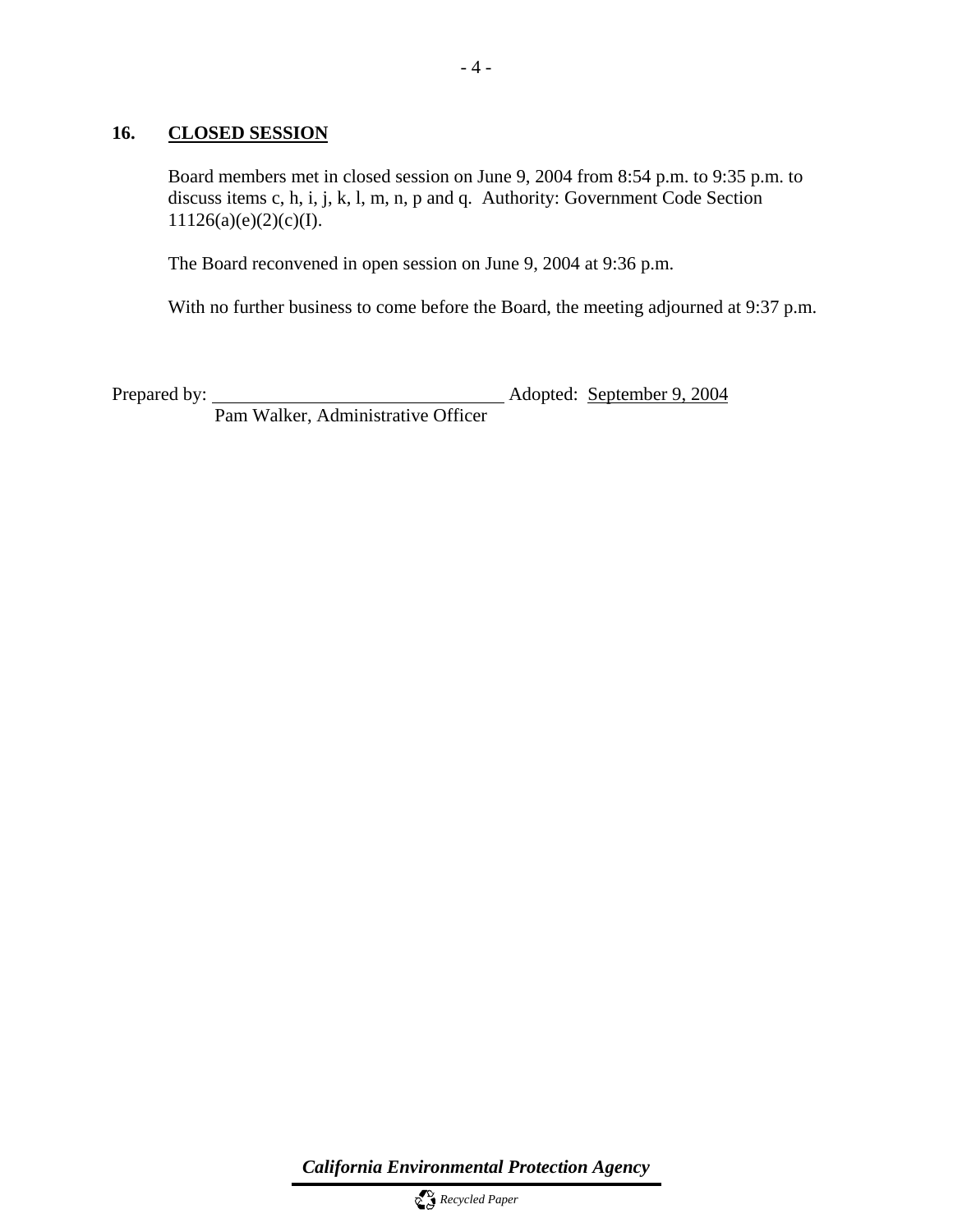## 16. CLOSED SESSION

Board members met in closed session on June 9, 2004 from 8:54 p.m. to 9:35 p.m. to discuss items c, h, i, j, k, l, m, n, p and q. Authority: Government Code Section 11126(a)(e)(2)(c)(I).

The Board reconvened in open session on June 9, 2004 at 9:36 p.m.

With no further business to come before the Board, the meeting adjourned at 9:37 p.m.

Prepared by: ______________________________ Adopted: September 9, 2004
Pam Walker, Administrative Officer

***California Environmental Protection Agency***

*Recycled Paper*